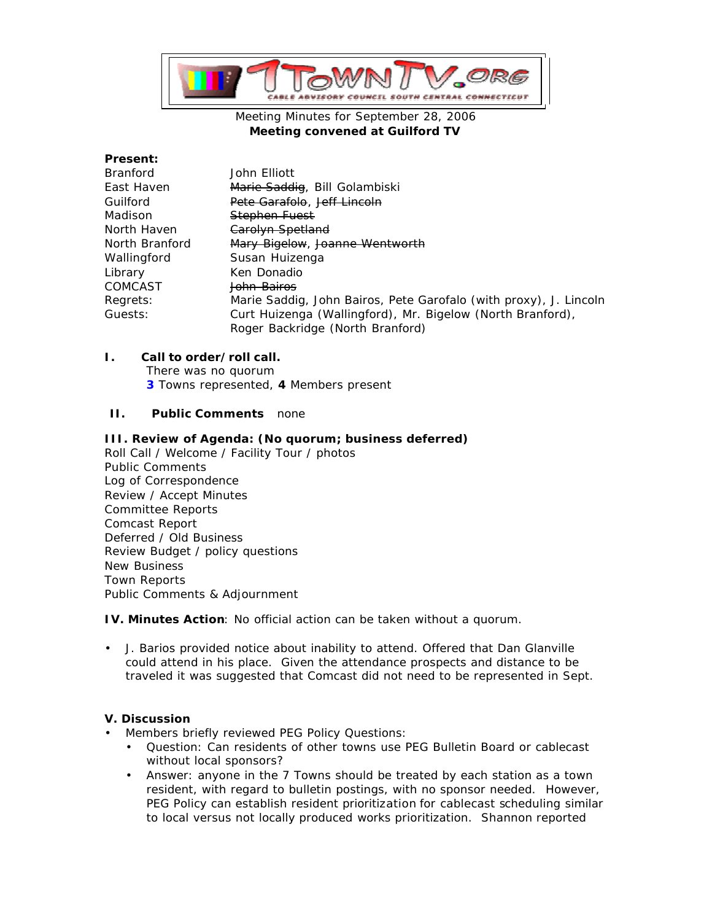7TOWNTV.ORG
CABLE ADVISORY COUNCIL SOUTH CENTRAL CONNECTICUT

Meeting Minutes for September 28, 2006
**Meeting convened at Guilford TV**

**Present:**

| | |
|---|---|
| Branford | John Elliott |
| East Haven | ~~Marie Saddig~~, Bill Golambiski |
| Guilford | ~~Pete Garafolo~~, ~~Jeff Lincoln~~ |
| Madison | ~~Stephen Fuest~~ |
| North Haven | ~~Carolyn Spetland~~ |
| North Branford | ~~Mary Bigelow~~, ~~Joanne Wentworth~~ |
| Wallingford | Susan Huizenga |
| Library | Ken Donadio |
| COMCAST | ~~John Bairos~~ |
| Regrets: | Marie Saddig, John Bairos, Pete Garofalo (with proxy), J. Lincoln |
| Guests: | Curt Huizenga (Wallingford), Mr. Bigelow (North Branford), Roger Backridge (North Branford) |

## I. Call to order/roll call.

There was no quorum
**3** Towns represented, **4** Members present

## II. Public Comments none

## III. Review of Agenda: (No quorum; business deferred)

Roll Call / Welcome / Facility Tour / photos
Public Comments
Log of Correspondence
Review / Accept Minutes
Committee Reports
Comcast Report
Deferred / Old Business
Review Budget / policy questions
New Business
Town Reports
Public Comments & Adjournment

**IV. Minutes Action**: No official action can be taken without a quorum.

- J. Barios provided notice about inability to attend. Offered that Dan Glanville could attend in his place. Given the attendance prospects and distance to be traveled it was suggested that Comcast did not need to be represented in Sept.

## V. Discussion

- Members briefly reviewed PEG Policy Questions:
  - Question: Can residents of other towns use PEG Bulletin Board or cablecast without local sponsors?
  - Answer: anyone in the 7 Towns should be treated by each station as a town resident, with regard to bulletin postings, with no sponsor needed. However, PEG Policy can establish resident prioritization for cablecast scheduling similar to local versus not locally produced works prioritization. Shannon reported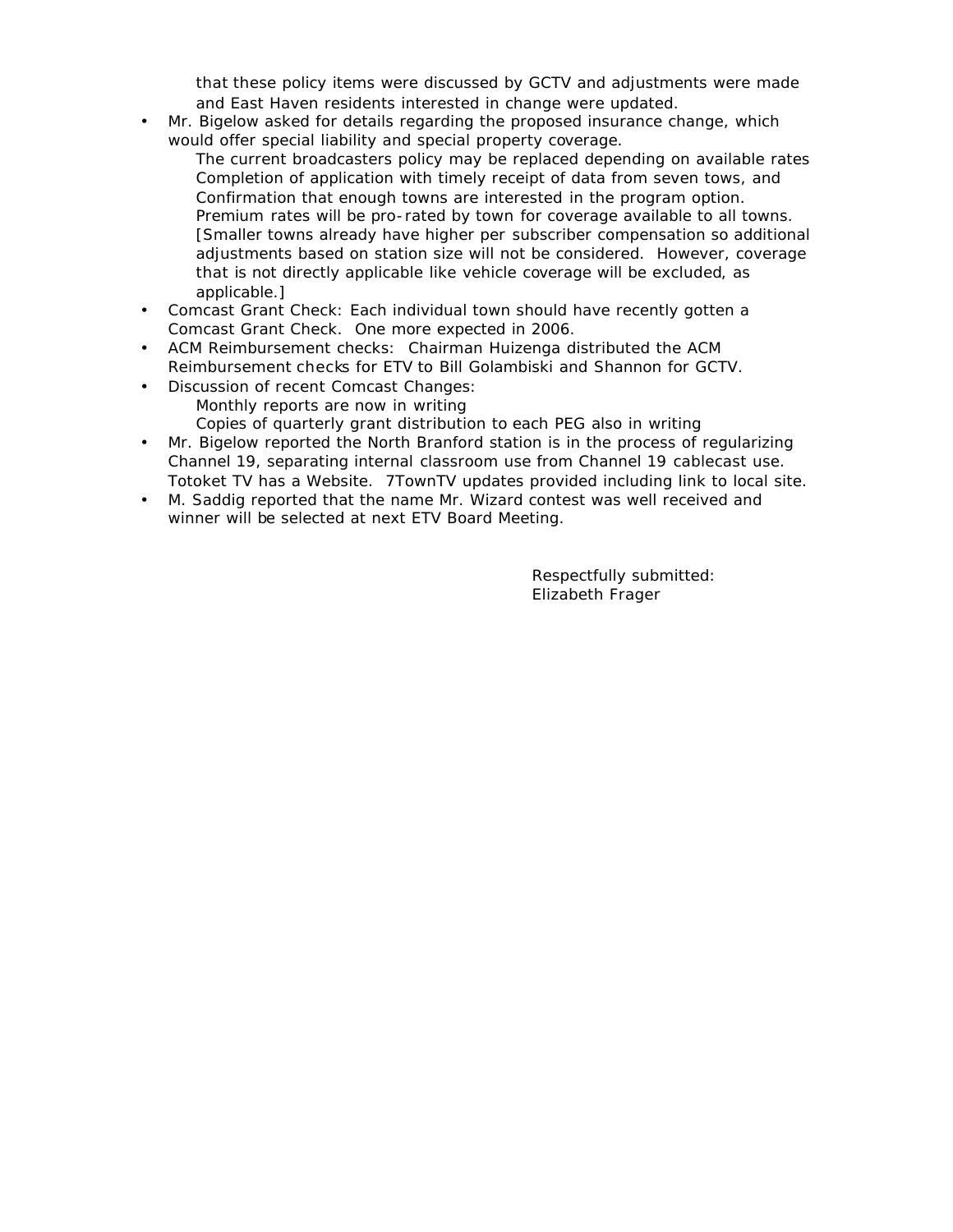that these policy items were discussed by GCTV and adjustments were made and East Haven residents interested in change were updated.

- Mr. Bigelow asked for details regarding the proposed insurance change, which would offer special liability and special property coverage.
  The current broadcasters policy may be replaced depending on available rates
  Completion of application with timely receipt of data from seven tows, and
  Confirmation that enough towns are interested in the program option.
  Premium rates will be pro-rated by town for coverage available to all towns.
  [Smaller towns already have higher per subscriber compensation so additional adjustments based on station size will not be considered. However, coverage that is not directly applicable like vehicle coverage will be excluded, as applicable.]
- Comcast Grant Check: Each individual town should have recently gotten a Comcast Grant Check. One more expected in 2006.
- ACM Reimbursement checks: Chairman Huizenga distributed the ACM Reimbursement checks for ETV to Bill Golambiski and Shannon for GCTV.
- Discussion of recent Comcast Changes:
  Monthly reports are now in writing
  Copies of quarterly grant distribution to each PEG also in writing
- Mr. Bigelow reported the North Branford station is in the process of regularizing Channel 19, separating internal classroom use from Channel 19 cablecast use. Totoket TV has a Website. 7TownTV updates provided including link to local site.
- M. Saddig reported that the name Mr. Wizard contest was well received and winner will be selected at next ETV Board Meeting.

Respectfully submitted:
Elizabeth Frager